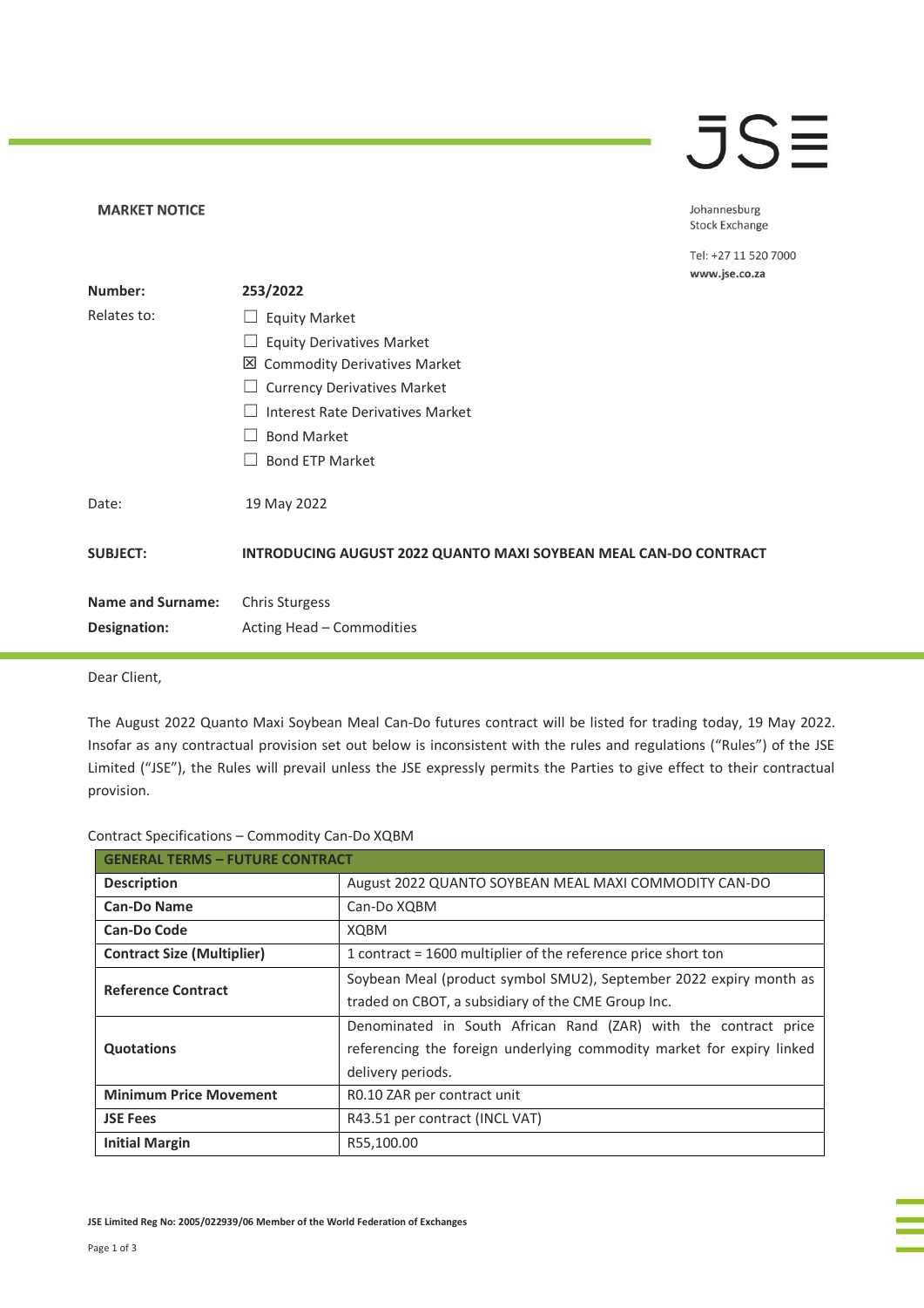**MARKET NOTICE**

Johannesburg
Stock Exchange

Tel: +27 11 520 7000
**www.jse.co.za**

| | |
|---|---|
| **Number:** | **253/2022** |
| Relates to: | ☐ Equity Market<br>☐ Equity Derivatives Market<br>☒ Commodity Derivatives Market<br>☐ Currency Derivatives Market<br>☐ Interest Rate Derivatives Market<br>☐ Bond Market<br>☐ Bond ETP Market |
| Date: | 19 May 2022 |
| **SUBJECT:** | **INTRODUCING AUGUST 2022 QUANTO MAXI SOYBEAN MEAL CAN-DO CONTRACT** |
| **Name and Surname:** | Chris Sturgess |
| **Designation:** | Acting Head – Commodities |

Dear Client,

The August 2022 Quanto Maxi Soybean Meal Can-Do futures contract will be listed for trading today, 19 May 2022. Insofar as any contractual provision set out below is inconsistent with the rules and regulations ("Rules") of the JSE Limited ("JSE"), the Rules will prevail unless the JSE expressly permits the Parties to give effect to their contractual provision.

Contract Specifications – Commodity Can-Do XQBM

| GENERAL TERMS – FUTURE CONTRACT | |
|---|---|
| **Description** | August 2022 QUANTO SOYBEAN MEAL MAXI COMMODITY CAN-DO |
| **Can-Do Name** | Can-Do XQBM |
| **Can-Do Code** | XQBM |
| **Contract Size (Multiplier)** | 1 contract = 1600 multiplier of the reference price short ton |
| **Reference Contract** | Soybean Meal (product symbol SMU2), September 2022 expiry month as traded on CBOT, a subsidiary of the CME Group Inc. |
| **Quotations** | Denominated in South African Rand (ZAR) with the contract price referencing the foreign underlying commodity market for expiry linked delivery periods. |
| **Minimum Price Movement** | R0.10 ZAR per contract unit |
| **JSE Fees** | R43.51 per contract (INCL VAT) |
| **Initial Margin** | R55,100.00 |

JSE Limited Reg No: 2005/022939/06 Member of the World Federation of Exchanges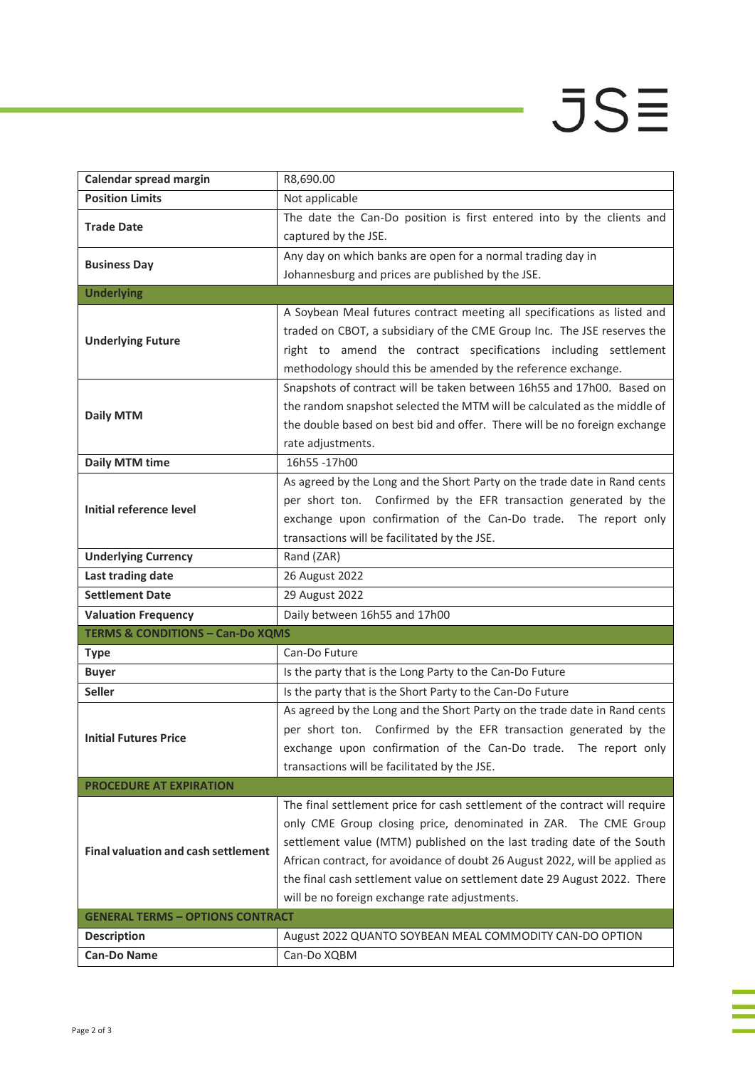| | |
|---|---|
| **Calendar spread margin** | R8,690.00 |
| **Position Limits** | Not applicable |
| **Trade Date** | The date the Can-Do position is first entered into by the clients and captured by the JSE. |
| **Business Day** | Any day on which banks are open for a normal trading day in Johannesburg and prices are published by the JSE. |
| **Underlying** | |
| **Underlying Future** | A Soybean Meal futures contract meeting all specifications as listed and traded on CBOT, a subsidiary of the CME Group Inc. The JSE reserves the right to amend the contract specifications including settlement methodology should this be amended by the reference exchange. |
| **Daily MTM** | Snapshots of contract will be taken between 16h55 and 17h00. Based on the random snapshot selected the MTM will be calculated as the middle of the double based on best bid and offer. There will be no foreign exchange rate adjustments. |
| **Daily MTM time** | 16h55 -17h00 |
| **Initial reference level** | As agreed by the Long and the Short Party on the trade date in Rand cents per short ton. Confirmed by the EFR transaction generated by the exchange upon confirmation of the Can-Do trade. The report only transactions will be facilitated by the JSE. |
| **Underlying Currency** | Rand (ZAR) |
| **Last trading date** | 26 August 2022 |
| **Settlement Date** | 29 August 2022 |
| **Valuation Frequency** | Daily between 16h55 and 17h00 |
| **TERMS & CONDITIONS – Can-Do XQMS** | |
| **Type** | Can-Do Future |
| **Buyer** | Is the party that is the Long Party to the Can-Do Future |
| **Seller** | Is the party that is the Short Party to the Can-Do Future |
| **Initial Futures Price** | As agreed by the Long and the Short Party on the trade date in Rand cents per short ton. Confirmed by the EFR transaction generated by the exchange upon confirmation of the Can-Do trade. The report only transactions will be facilitated by the JSE. |
| **PROCEDURE AT EXPIRATION** | |
| **Final valuation and cash settlement** | The final settlement price for cash settlement of the contract will require only CME Group closing price, denominated in ZAR. The CME Group settlement value (MTM) published on the last trading date of the South African contract, for avoidance of doubt 26 August 2022, will be applied as the final cash settlement value on settlement date 29 August 2022. There will be no foreign exchange rate adjustments. |
| **GENERAL TERMS – OPTIONS CONTRACT** | |
| **Description** | August 2022 QUANTO SOYBEAN MEAL COMMODITY CAN-DO OPTION |
| **Can-Do Name** | Can-Do XQBM |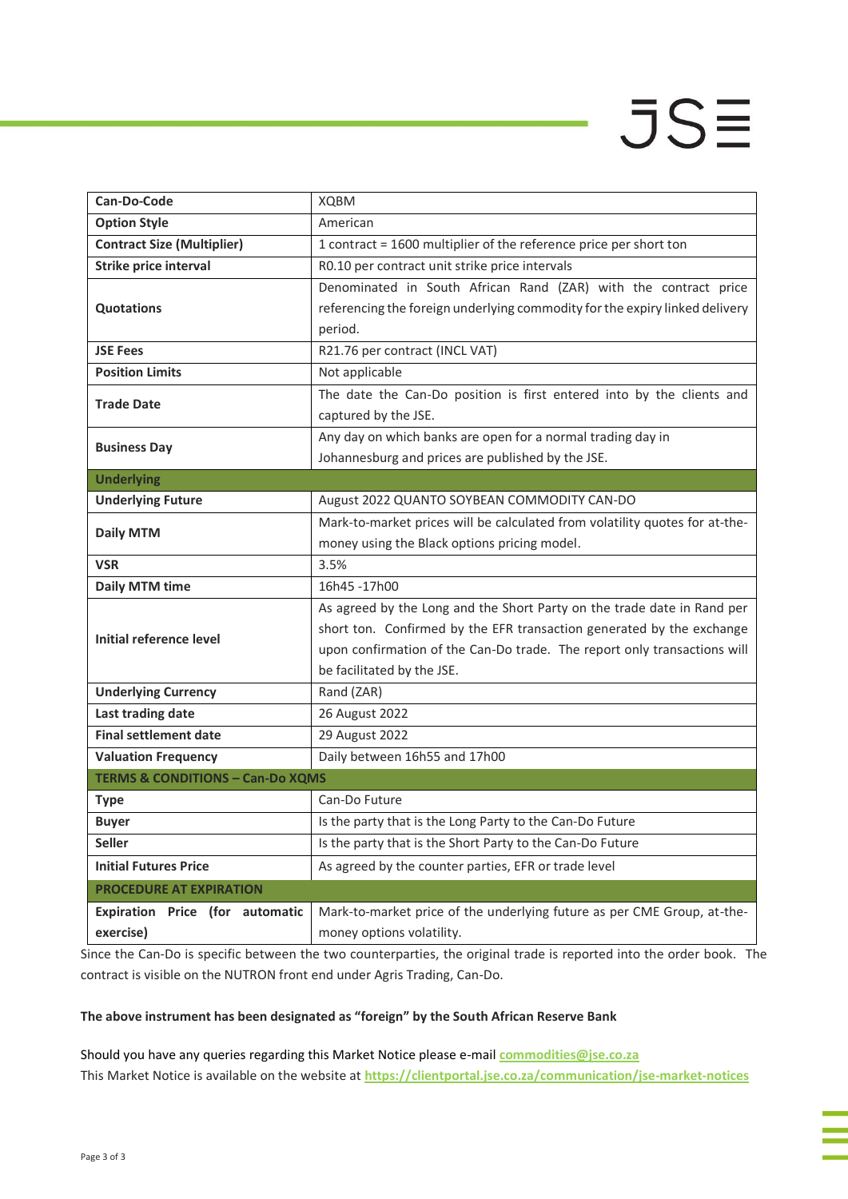| | |
|---|---|
| **Can-Do-Code** | XQBM |
| **Option Style** | American |
| **Contract Size (Multiplier)** | 1 contract = 1600 multiplier of the reference price per short ton |
| **Strike price interval** | R0.10 per contract unit strike price intervals |
| **Quotations** | Denominated in South African Rand (ZAR) with the contract price referencing the foreign underlying commodity for the expiry linked delivery period. |
| **JSE Fees** | R21.76 per contract (INCL VAT) |
| **Position Limits** | Not applicable |
| **Trade Date** | The date the Can-Do position is first entered into by the clients and captured by the JSE. |
| **Business Day** | Any day on which banks are open for a normal trading day in Johannesburg and prices are published by the JSE. |
| **Underlying** | |
| **Underlying Future** | August 2022 QUANTO SOYBEAN COMMODITY CAN-DO |
| **Daily MTM** | Mark-to-market prices will be calculated from volatility quotes for at-the-money using the Black options pricing model. |
| **VSR** | 3.5% |
| **Daily MTM time** | 16h45 -17h00 |
| **Initial reference level** | As agreed by the Long and the Short Party on the trade date in Rand per short ton. Confirmed by the EFR transaction generated by the exchange upon confirmation of the Can-Do trade. The report only transactions will be facilitated by the JSE. |
| **Underlying Currency** | Rand (ZAR) |
| **Last trading date** | 26 August 2022 |
| **Final settlement date** | 29 August 2022 |
| **Valuation Frequency** | Daily between 16h55 and 17h00 |
| **TERMS & CONDITIONS – Can-Do XQMS** | |
| **Type** | Can-Do Future |
| **Buyer** | Is the party that is the Long Party to the Can-Do Future |
| **Seller** | Is the party that is the Short Party to the Can-Do Future |
| **Initial Futures Price** | As agreed by the counter parties, EFR or trade level |
| **PROCEDURE AT EXPIRATION** | |
| **Expiration Price (for automatic exercise)** | Mark-to-market price of the underlying future as per CME Group, at-the-money options volatility. |

Since the Can-Do is specific between the two counterparties, the original trade is reported into the order book. The contract is visible on the NUTRON front end under Agris Trading, Can-Do.

**The above instrument has been designated as "foreign" by the South African Reserve Bank**

Should you have any queries regarding this Market Notice please e-mail commodities@jse.co.za
This Market Notice is available on the website at https://clientportal.jse.co.za/communication/jse-market-notices